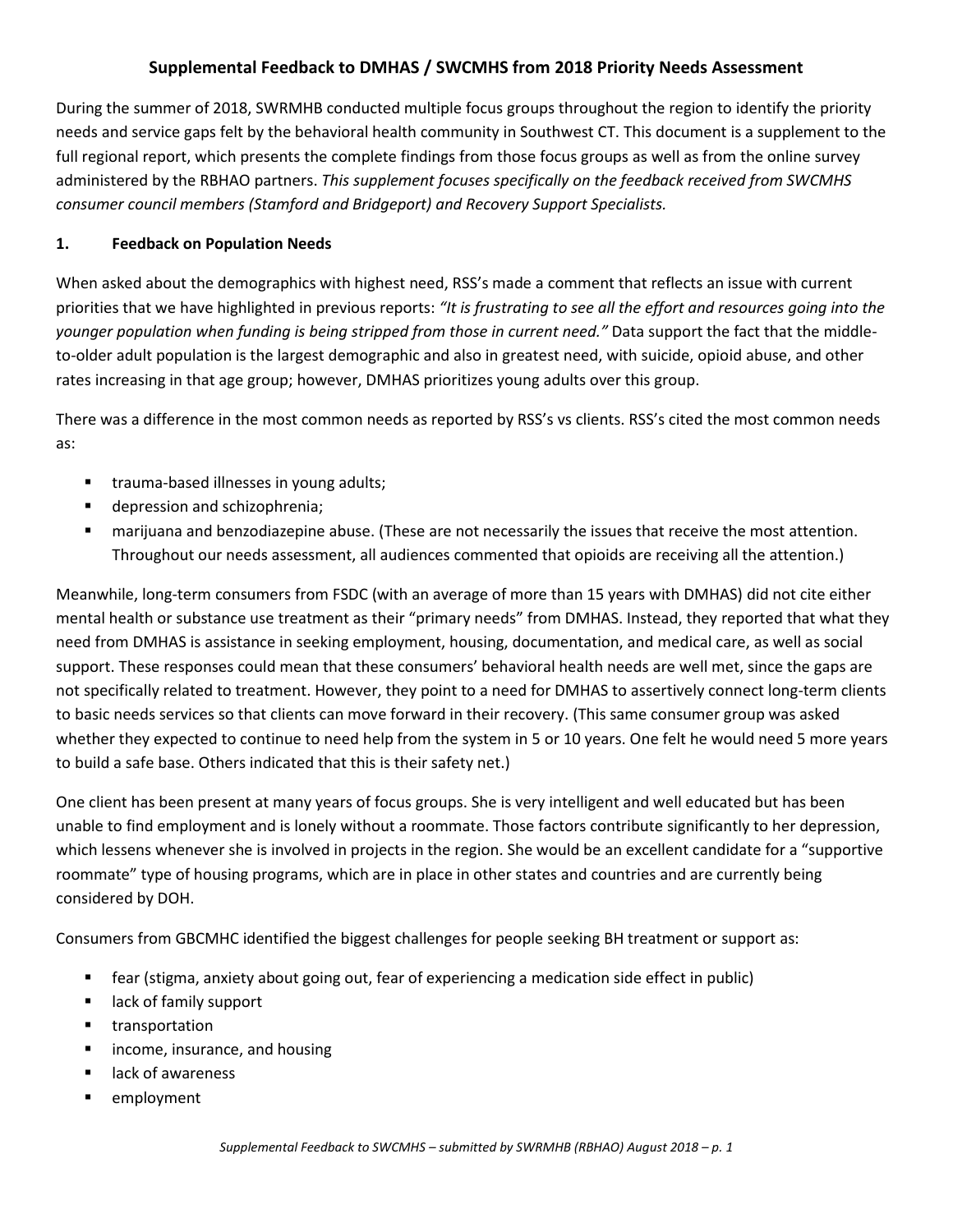# Supplemental Feedback to DMHAS / SWCMHS from 2018 Priority Needs Assessment

During the summer of 2018, SWRMHB conducted multiple focus groups throughout the region to identify the priority needs and service gaps felt by the behavioral health community in Southwest CT. This document is a supplement to the full regional report, which presents the complete findings from those focus groups as well as from the online survey administered by the RBHAO partners. *This supplement focuses specifically on the feedback received from SWCMHS consumer council members (Stamford and Bridgeport) and Recovery Support Specialists.*

## 1. Feedback on Population Needs

When asked about the demographics with highest need, RSS's made a comment that reflects an issue with current priorities that we have highlighted in previous reports: *"It is frustrating to see all the effort and resources going into the younger population when funding is being stripped from those in current need."* Data support the fact that the middle-to-older adult population is the largest demographic and also in greatest need, with suicide, opioid abuse, and other rates increasing in that age group; however, DMHAS prioritizes young adults over this group.

There was a difference in the most common needs as reported by RSS's vs clients. RSS's cited the most common needs as:

- trauma-based illnesses in young adults;
- depression and schizophrenia;
- marijuana and benzodiazepine abuse. (These are not necessarily the issues that receive the most attention. Throughout our needs assessment, all audiences commented that opioids are receiving all the attention.)

Meanwhile, long-term consumers from FSDC (with an average of more than 15 years with DMHAS) did not cite either mental health or substance use treatment as their "primary needs" from DMHAS. Instead, they reported that what they need from DMHAS is assistance in seeking employment, housing, documentation, and medical care, as well as social support. These responses could mean that these consumers' behavioral health needs are well met, since the gaps are not specifically related to treatment. However, they point to a need for DMHAS to assertively connect long-term clients to basic needs services so that clients can move forward in their recovery. (This same consumer group was asked whether they expected to continue to need help from the system in 5 or 10 years. One felt he would need 5 more years to build a safe base. Others indicated that this is their safety net.)

One client has been present at many years of focus groups. She is very intelligent and well educated but has been unable to find employment and is lonely without a roommate. Those factors contribute significantly to her depression, which lessens whenever she is involved in projects in the region. She would be an excellent candidate for a "supportive roommate" type of housing programs, which are in place in other states and countries and are currently being considered by DOH.

Consumers from GBCMHC identified the biggest challenges for people seeking BH treatment or support as:

- fear (stigma, anxiety about going out, fear of experiencing a medication side effect in public)
- lack of family support
- transportation
- income, insurance, and housing
- lack of awareness
- employment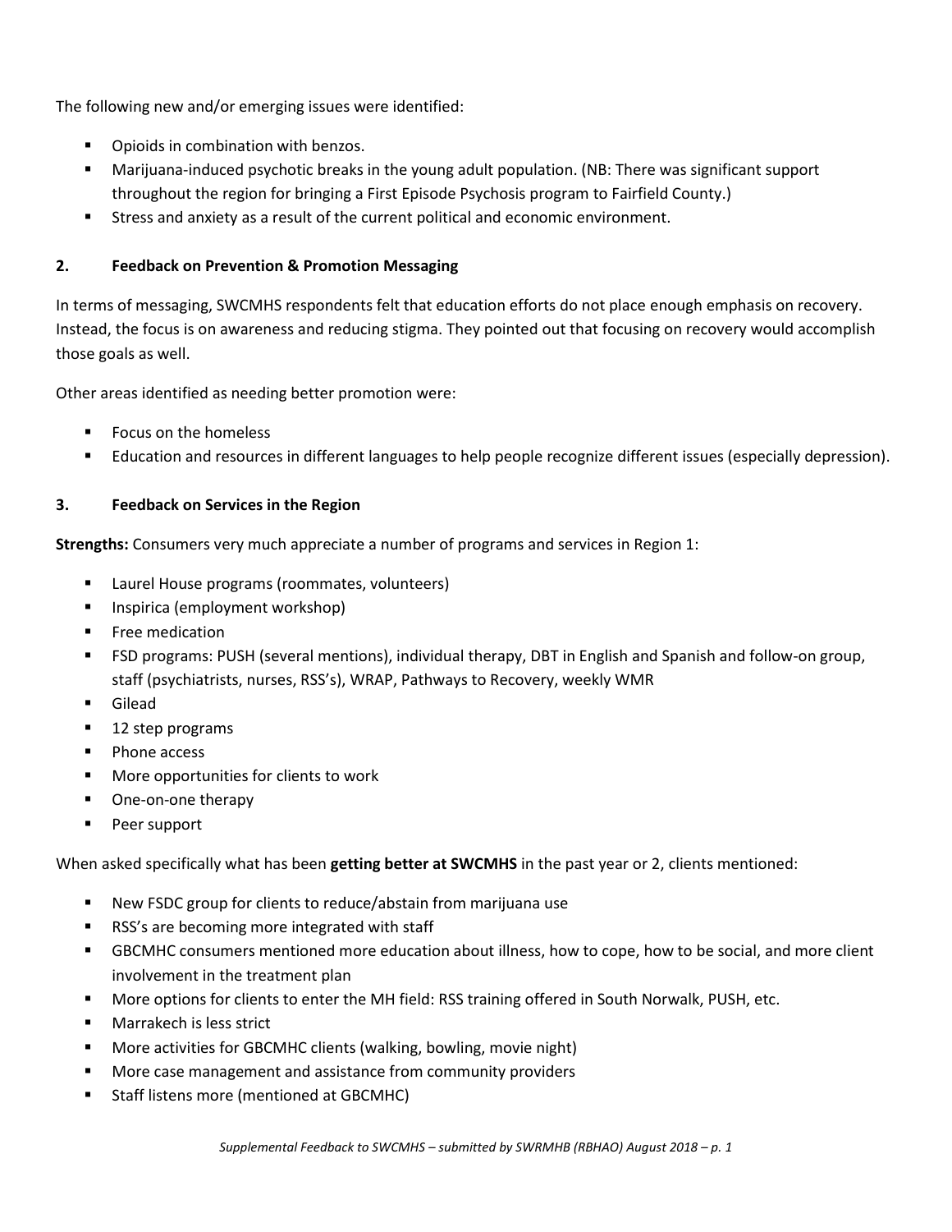The following new and/or emerging issues were identified:

- Opioids in combination with benzos.
- Marijuana-induced psychotic breaks in the young adult population. (NB: There was significant support throughout the region for bringing a First Episode Psychosis program to Fairfield County.)
- Stress and anxiety as a result of the current political and economic environment.

## 2. Feedback on Prevention & Promotion Messaging

In terms of messaging, SWCMHS respondents felt that education efforts do not place enough emphasis on recovery. Instead, the focus is on awareness and reducing stigma. They pointed out that focusing on recovery would accomplish those goals as well.

Other areas identified as needing better promotion were:

- Focus on the homeless
- Education and resources in different languages to help people recognize different issues (especially depression).

## 3. Feedback on Services in the Region

**Strengths:** Consumers very much appreciate a number of programs and services in Region 1:

- Laurel House programs (roommates, volunteers)
- Inspirica (employment workshop)
- Free medication
- FSD programs: PUSH (several mentions), individual therapy, DBT in English and Spanish and follow-on group, staff (psychiatrists, nurses, RSS's), WRAP, Pathways to Recovery, weekly WMR
- Gilead
- 12 step programs
- Phone access
- More opportunities for clients to work
- One-on-one therapy
- Peer support

When asked specifically what has been **getting better at SWCMHS** in the past year or 2, clients mentioned:

- New FSDC group for clients to reduce/abstain from marijuana use
- RSS's are becoming more integrated with staff
- GBCMHC consumers mentioned more education about illness, how to cope, how to be social, and more client involvement in the treatment plan
- More options for clients to enter the MH field: RSS training offered in South Norwalk, PUSH, etc.
- Marrakech is less strict
- More activities for GBCMHC clients (walking, bowling, movie night)
- More case management and assistance from community providers
- Staff listens more (mentioned at GBCMHC)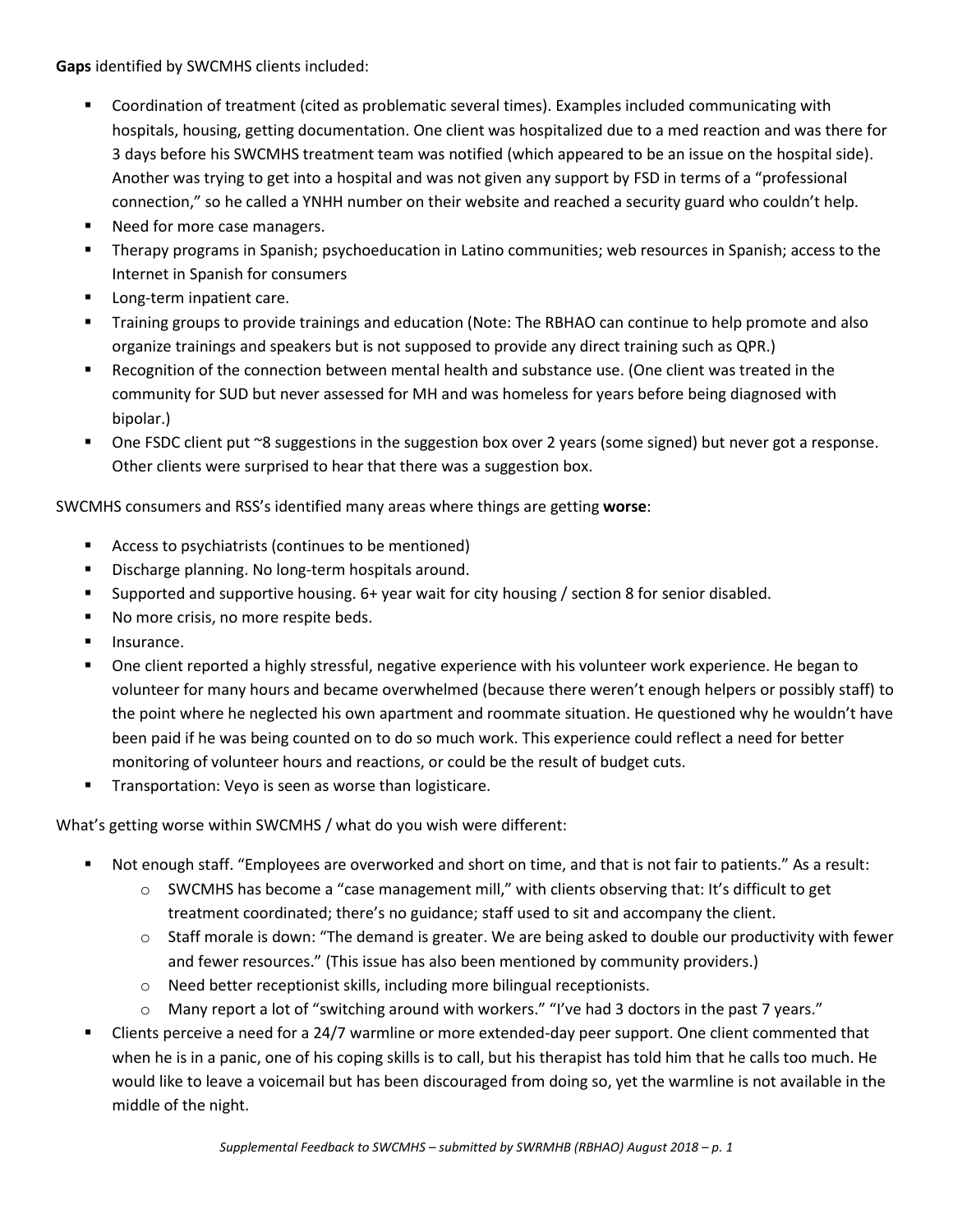**Gaps** identified by SWCMHS clients included:

- Coordination of treatment (cited as problematic several times). Examples included communicating with hospitals, housing, getting documentation. One client was hospitalized due to a med reaction and was there for 3 days before his SWCMHS treatment team was notified (which appeared to be an issue on the hospital side). Another was trying to get into a hospital and was not given any support by FSD in terms of a "professional connection," so he called a YNHH number on their website and reached a security guard who couldn't help.
- Need for more case managers.
- Therapy programs in Spanish; psychoeducation in Latino communities; web resources in Spanish; access to the Internet in Spanish for consumers
- Long-term inpatient care.
- Training groups to provide trainings and education (Note: The RBHAO can continue to help promote and also organize trainings and speakers but is not supposed to provide any direct training such as QPR.)
- Recognition of the connection between mental health and substance use. (One client was treated in the community for SUD but never assessed for MH and was homeless for years before being diagnosed with bipolar.)
- One FSDC client put ~8 suggestions in the suggestion box over 2 years (some signed) but never got a response. Other clients were surprised to hear that there was a suggestion box.

SWCMHS consumers and RSS's identified many areas where things are getting **worse**:

- Access to psychiatrists (continues to be mentioned)
- Discharge planning. No long-term hospitals around.
- Supported and supportive housing. 6+ year wait for city housing / section 8 for senior disabled.
- No more crisis, no more respite beds.
- Insurance.
- One client reported a highly stressful, negative experience with his volunteer work experience. He began to volunteer for many hours and became overwhelmed (because there weren't enough helpers or possibly staff) to the point where he neglected his own apartment and roommate situation. He questioned why he wouldn't have been paid if he was being counted on to do so much work. This experience could reflect a need for better monitoring of volunteer hours and reactions, or could be the result of budget cuts.
- Transportation: Veyo is seen as worse than logisticare.

What's getting worse within SWCMHS / what do you wish were different:

- Not enough staff. "Employees are overworked and short on time, and that is not fair to patients." As a result:
  - SWCMHS has become a "case management mill," with clients observing that: It's difficult to get treatment coordinated; there's no guidance; staff used to sit and accompany the client.
  - Staff morale is down: "The demand is greater. We are being asked to double our productivity with fewer and fewer resources." (This issue has also been mentioned by community providers.)
  - Need better receptionist skills, including more bilingual receptionists.
  - Many report a lot of "switching around with workers." "I've had 3 doctors in the past 7 years."
- Clients perceive a need for a 24/7 warmline or more extended-day peer support. One client commented that when he is in a panic, one of his coping skills is to call, but his therapist has told him that he calls too much. He would like to leave a voicemail but has been discouraged from doing so, yet the warmline is not available in the middle of the night.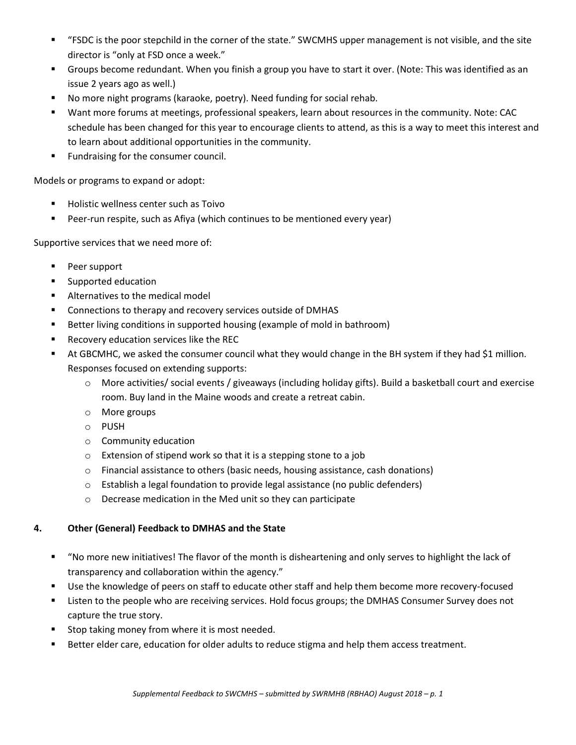- "FSDC is the poor stepchild in the corner of the state." SWCMHS upper management is not visible, and the site director is "only at FSD once a week."
- Groups become redundant. When you finish a group you have to start it over. (Note: This was identified as an issue 2 years ago as well.)
- No more night programs (karaoke, poetry). Need funding for social rehab.
- Want more forums at meetings, professional speakers, learn about resources in the community. Note: CAC schedule has been changed for this year to encourage clients to attend, as this is a way to meet this interest and to learn about additional opportunities in the community.
- Fundraising for the consumer council.

Models or programs to expand or adopt:

- Holistic wellness center such as Toivo
- Peer-run respite, such as Afiya (which continues to be mentioned every year)

Supportive services that we need more of:

- Peer support
- Supported education
- Alternatives to the medical model
- Connections to therapy and recovery services outside of DMHAS
- Better living conditions in supported housing (example of mold in bathroom)
- Recovery education services like the REC
- At GBCMHC, we asked the consumer council what they would change in the BH system if they had $1 million. Responses focused on extending supports:
  - More activities/ social events / giveaways (including holiday gifts). Build a basketball court and exercise room. Buy land in the Maine woods and create a retreat cabin.
  - More groups
  - PUSH
  - Community education
  - Extension of stipend work so that it is a stepping stone to a job
  - Financial assistance to others (basic needs, housing assistance, cash donations)
  - Establish a legal foundation to provide legal assistance (no public defenders)
  - Decrease medication in the Med unit so they can participate

## 4. Other (General) Feedback to DMHAS and the State

- "No more new initiatives! The flavor of the month is disheartening and only serves to highlight the lack of transparency and collaboration within the agency."
- Use the knowledge of peers on staff to educate other staff and help them become more recovery-focused
- Listen to the people who are receiving services. Hold focus groups; the DMHAS Consumer Survey does not capture the true story.
- Stop taking money from where it is most needed.
- Better elder care, education for older adults to reduce stigma and help them access treatment.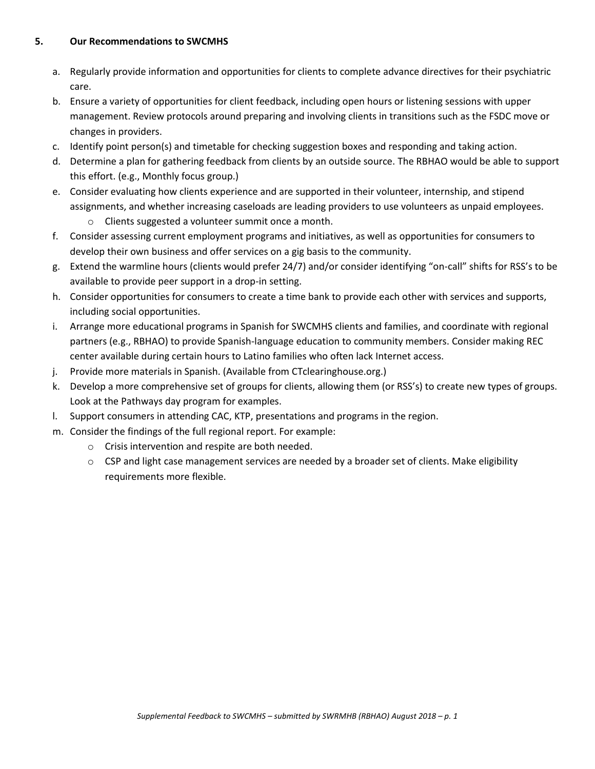## 5. Our Recommendations to SWCMHS

a. Regularly provide information and opportunities for clients to complete advance directives for their psychiatric care.

b. Ensure a variety of opportunities for client feedback, including open hours or listening sessions with upper management. Review protocols around preparing and involving clients in transitions such as the FSDC move or changes in providers.

c. Identify point person(s) and timetable for checking suggestion boxes and responding and taking action.

d. Determine a plan for gathering feedback from clients by an outside source. The RBHAO would be able to support this effort. (e.g., Monthly focus group.)

e. Consider evaluating how clients experience and are supported in their volunteer, internship, and stipend assignments, and whether increasing caseloads are leading providers to use volunteers as unpaid employees.
   - Clients suggested a volunteer summit once a month.

f. Consider assessing current employment programs and initiatives, as well as opportunities for consumers to develop their own business and offer services on a gig basis to the community.

g. Extend the warmline hours (clients would prefer 24/7) and/or consider identifying "on-call" shifts for RSS's to be available to provide peer support in a drop-in setting.

h. Consider opportunities for consumers to create a time bank to provide each other with services and supports, including social opportunities.

i. Arrange more educational programs in Spanish for SWCMHS clients and families, and coordinate with regional partners (e.g., RBHAO) to provide Spanish-language education to community members. Consider making REC center available during certain hours to Latino families who often lack Internet access.

j. Provide more materials in Spanish. (Available from CTclearinghouse.org.)

k. Develop a more comprehensive set of groups for clients, allowing them (or RSS's) to create new types of groups. Look at the Pathways day program for examples.

l. Support consumers in attending CAC, KTP, presentations and programs in the region.

m. Consider the findings of the full regional report. For example:
   - Crisis intervention and respite are both needed.
   - CSP and light case management services are needed by a broader set of clients. Make eligibility requirements more flexible.